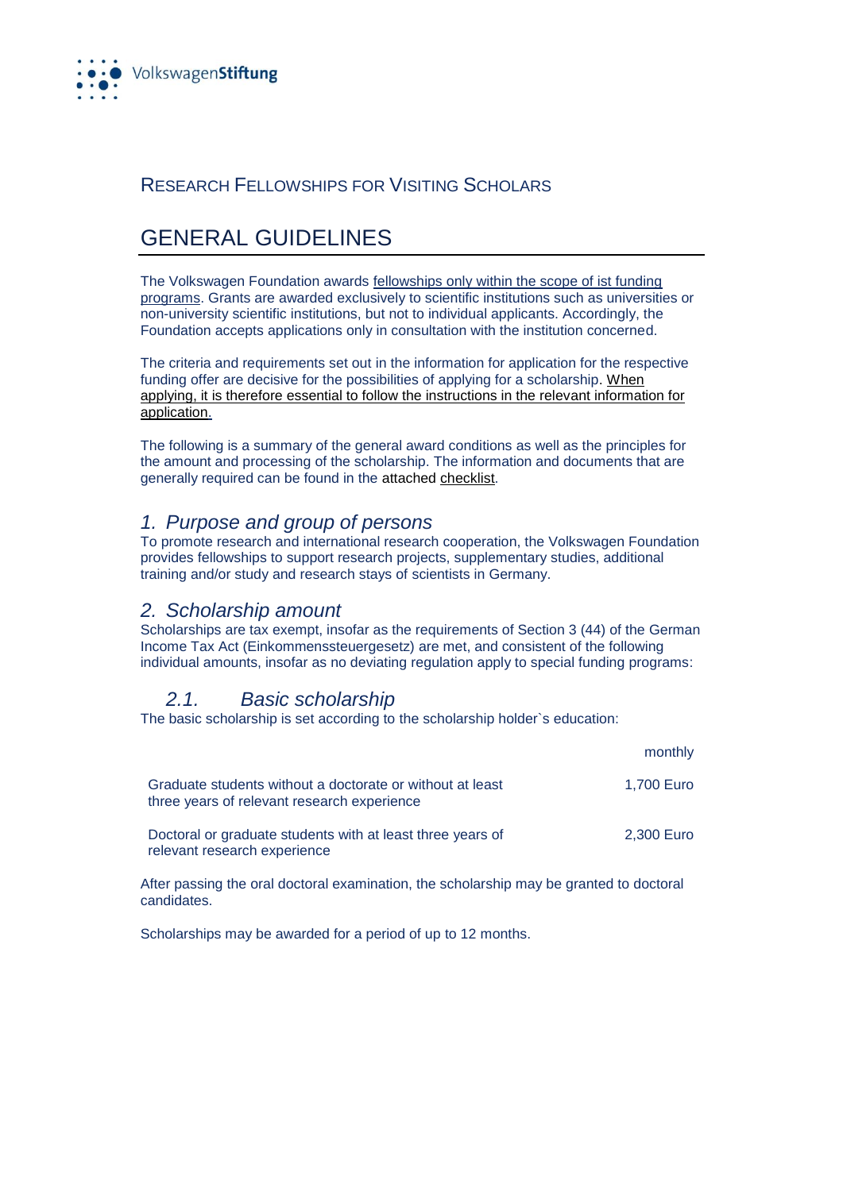VolkswagenStiftung

RESEARCH FELLOWSHIPS FOR VISITING SCHOLARS

# GENERAL GUIDELINES

The Volkswagen Foundation awards fellowships only within the scope of ist funding programs. Grants are awarded exclusively to scientific institutions such as universities or non-university scientific institutions, but not to individual applicants. Accordingly, the Foundation accepts applications only in consultation with the institution concerned.

The criteria and requirements set out in the information for application for the respective funding offer are decisive for the possibilities of applying for a scholarship. When applying, it is therefore essential to follow the instructions in the relevant information for application.

The following is a summary of the general award conditions as well as the principles for the amount and processing of the scholarship. The information and documents that are generally required can be found in the attached checklist.

## *1. Purpose and group of persons*

To promote research and international research cooperation, the Volkswagen Foundation provides fellowships to support research projects, supplementary studies, additional training and/or study and research stays of scientists in Germany.

## *2. Scholarship amount*

Scholarships are tax exempt, insofar as the requirements of Section 3 (44) of the German Income Tax Act (Einkommenssteuergesetz) are met, and consistent of the following individual amounts, insofar as no deviating regulation apply to special funding programs:

### *2.1. Basic scholarship*

The basic scholarship is set according to the scholarship holder`s education:

| | monthly |
|---|---|
| Graduate students without a doctorate or without at least three years of relevant research experience | 1,700 Euro |
| Doctoral or graduate students with at least three years of relevant research experience | 2,300 Euro |

After passing the oral doctoral examination, the scholarship may be granted to doctoral candidates.

Scholarships may be awarded for a period of up to 12 months.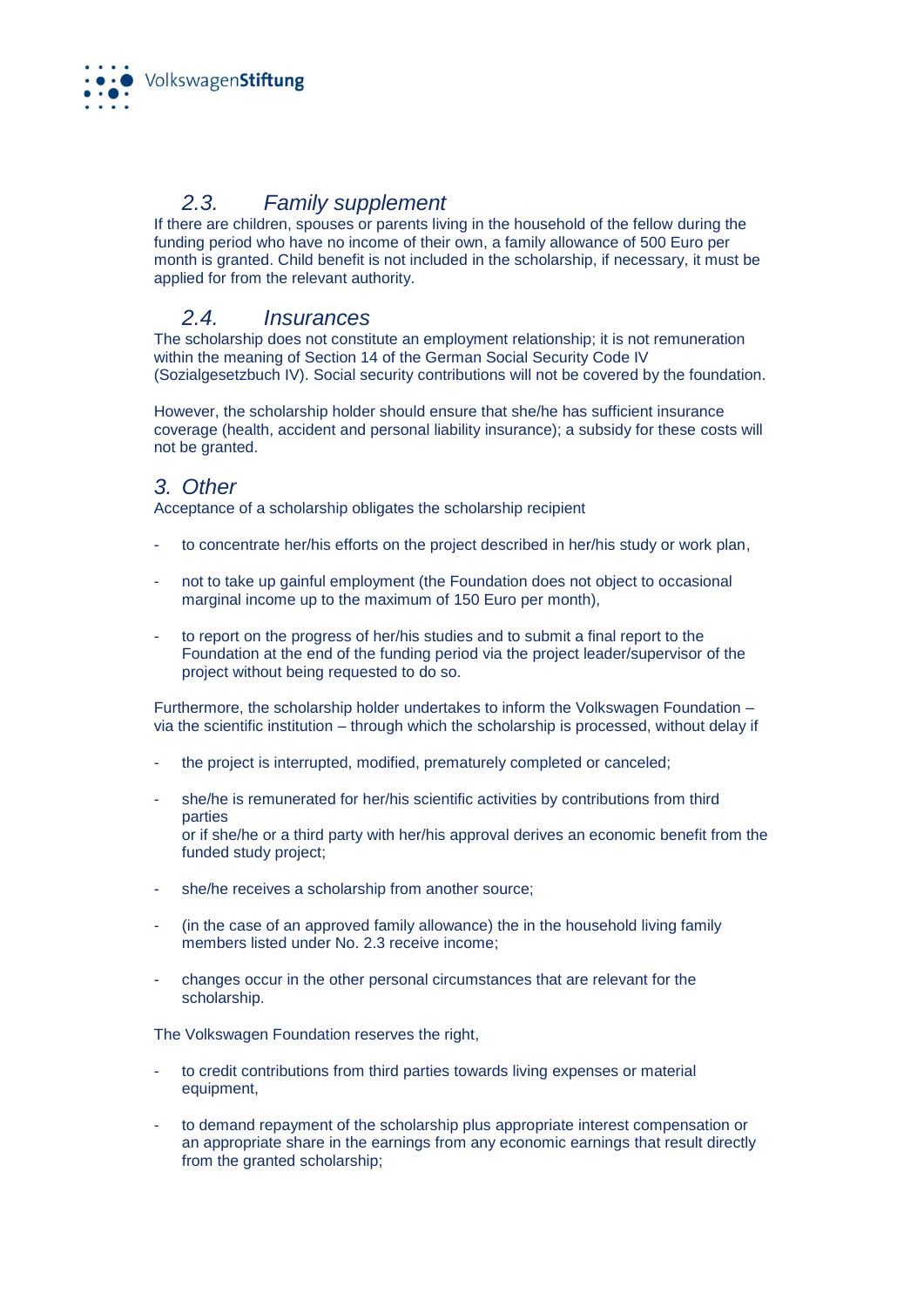### *2.3. Family supplement*

If there are children, spouses or parents living in the household of the fellow during the funding period who have no income of their own, a family allowance of 500 Euro per month is granted. Child benefit is not included in the scholarship, if necessary, it must be applied for from the relevant authority.

### *2.4. Insurances*

The scholarship does not constitute an employment relationship; it is not remuneration within the meaning of Section 14 of the German Social Security Code IV (Sozialgesetzbuch IV). Social security contributions will not be covered by the foundation.

However, the scholarship holder should ensure that she/he has sufficient insurance coverage (health, accident and personal liability insurance); a subsidy for these costs will not be granted.

## *3. Other*

Acceptance of a scholarship obligates the scholarship recipient

- to concentrate her/his efforts on the project described in her/his study or work plan,
- not to take up gainful employment (the Foundation does not object to occasional marginal income up to the maximum of 150 Euro per month),
- to report on the progress of her/his studies and to submit a final report to the Foundation at the end of the funding period via the project leader/supervisor of the project without being requested to do so.

Furthermore, the scholarship holder undertakes to inform the Volkswagen Foundation – via the scientific institution – through which the scholarship is processed, without delay if

- the project is interrupted, modified, prematurely completed or canceled;
- she/he is remunerated for her/his scientific activities by contributions from third parties
  or if she/he or a third party with her/his approval derives an economic benefit from the funded study project;
- she/he receives a scholarship from another source;
- (in the case of an approved family allowance) the in the household living family members listed under No. 2.3 receive income;
- changes occur in the other personal circumstances that are relevant for the scholarship.

The Volkswagen Foundation reserves the right,

- to credit contributions from third parties towards living expenses or material equipment,
- to demand repayment of the scholarship plus appropriate interest compensation or an appropriate share in the earnings from any economic earnings that result directly from the granted scholarship;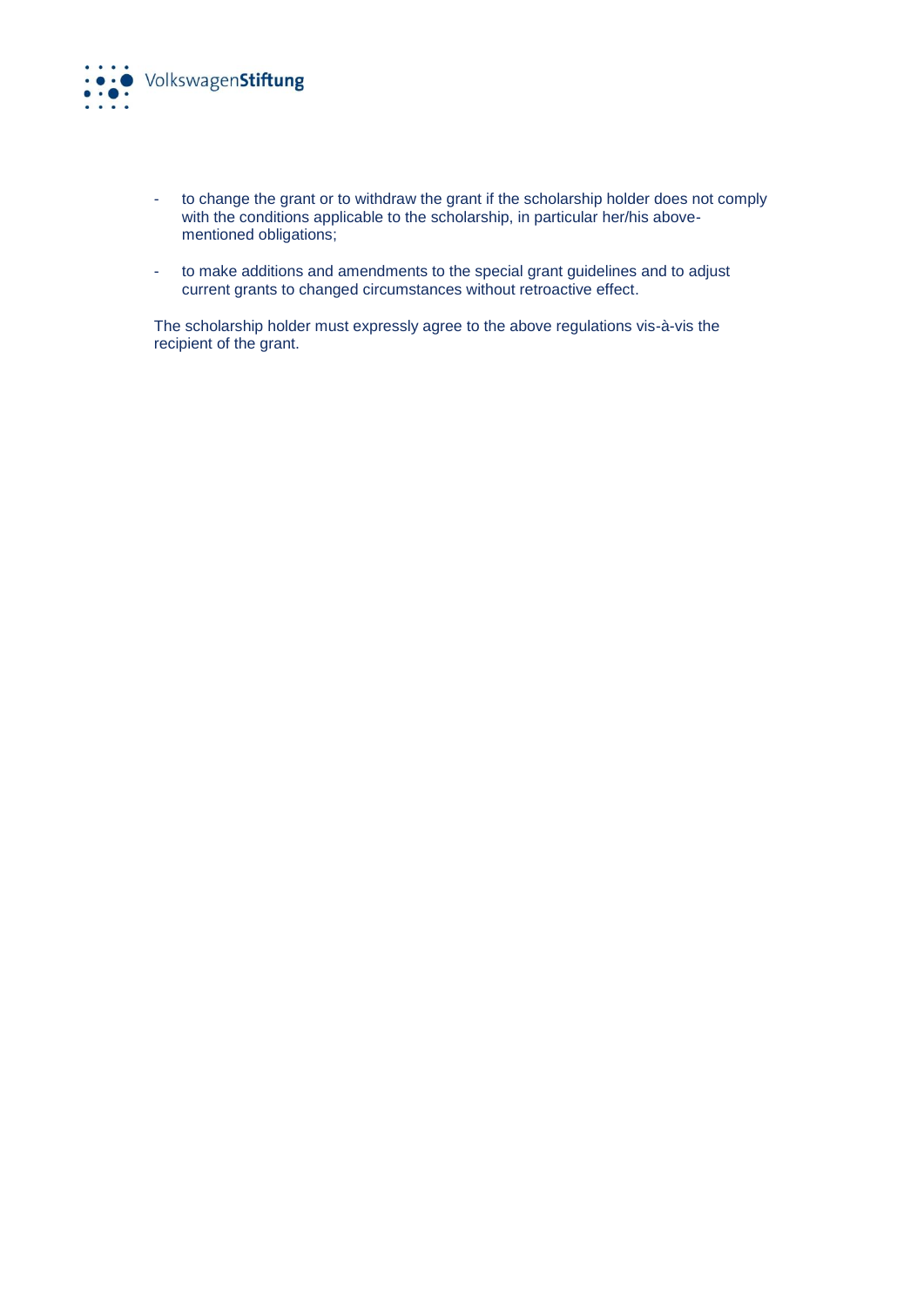- to change the grant or to withdraw the grant if the scholarship holder does not comply with the conditions applicable to the scholarship, in particular her/his above-mentioned obligations;

- to make additions and amendments to the special grant guidelines and to adjust current grants to changed circumstances without retroactive effect.

The scholarship holder must expressly agree to the above regulations vis-à-vis the recipient of the grant.